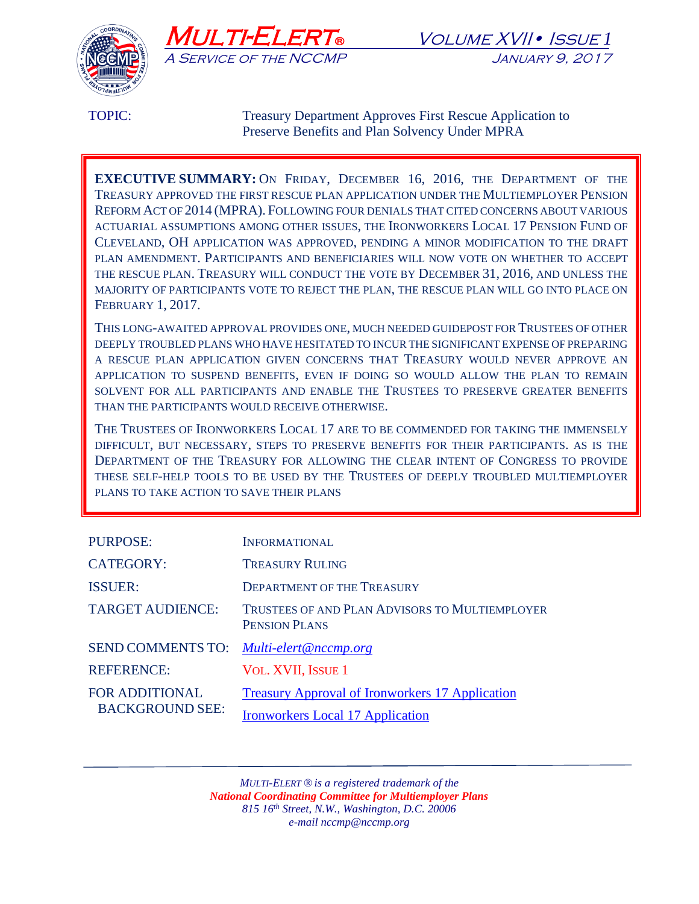# MULTI-ELERT®

*A SERVICE OF THE NCCMP*

VOLUME XVII • ISSUE 1
JANUARY 9, 2017

TOPIC: Treasury Department Approves First Rescue Application to Preserve Benefits and Plan Solvency Under MPRA

**EXECUTIVE SUMMARY:** ON FRIDAY, DECEMBER 16, 2016, THE DEPARTMENT OF THE TREASURY APPROVED THE FIRST RESCUE PLAN APPLICATION UNDER THE MULTIEMPLOYER PENSION REFORM ACT OF 2014 (MPRA). FOLLOWING FOUR DENIALS THAT CITED CONCERNS ABOUT VARIOUS ACTUARIAL ASSUMPTIONS AMONG OTHER ISSUES, THE IRONWORKERS LOCAL 17 PENSION FUND OF CLEVELAND, OH APPLICATION WAS APPROVED, PENDING A MINOR MODIFICATION TO THE DRAFT PLAN AMENDMENT. PARTICIPANTS AND BENEFICIARIES WILL NOW VOTE ON WHETHER TO ACCEPT THE RESCUE PLAN. TREASURY WILL CONDUCT THE VOTE BY DECEMBER 31, 2016, AND UNLESS THE MAJORITY OF PARTICIPANTS VOTE TO REJECT THE PLAN, THE RESCUE PLAN WILL GO INTO PLACE ON FEBRUARY 1, 2017.

THIS LONG-AWAITED APPROVAL PROVIDES ONE, MUCH NEEDED GUIDEPOST FOR TRUSTEES OF OTHER DEEPLY TROUBLED PLANS WHO HAVE HESITATED TO INCUR THE SIGNIFICANT EXPENSE OF PREPARING A RESCUE PLAN APPLICATION GIVEN CONCERNS THAT TREASURY WOULD NEVER APPROVE AN APPLICATION TO SUSPEND BENEFITS, EVEN IF DOING SO WOULD ALLOW THE PLAN TO REMAIN SOLVENT FOR ALL PARTICIPANTS AND ENABLE THE TRUSTEES TO PRESERVE GREATER BENEFITS THAN THE PARTICIPANTS WOULD RECEIVE OTHERWISE.

THE TRUSTEES OF IRONWORKERS LOCAL 17 ARE TO BE COMMENDED FOR TAKING THE IMMENSELY DIFFICULT, BUT NECESSARY, STEPS TO PRESERVE BENEFITS FOR THEIR PARTICIPANTS. AS IS THE DEPARTMENT OF THE TREASURY FOR ALLOWING THE CLEAR INTENT OF CONGRESS TO PROVIDE THESE SELF-HELP TOOLS TO BE USED BY THE TRUSTEES OF DEEPLY TROUBLED MULTIEMPLOYER PLANS TO TAKE ACTION TO SAVE THEIR PLANS

| | |
|---|---|
| PURPOSE: | INFORMATIONAL |
| CATEGORY: | TREASURY RULING |
| ISSUER: | DEPARTMENT OF THE TREASURY |
| TARGET AUDIENCE: | TRUSTEES OF AND PLAN ADVISORS TO MULTIEMPLOYER PENSION PLANS |
| SEND COMMENTS TO: | *Multi-elert@nccmp.org* |
| REFERENCE: | VOL. XVII, ISSUE 1 |
| FOR ADDITIONAL BACKGROUND SEE: | Treasury Approval of Ironworkers 17 Application<br>Ironworkers Local 17 Application |

*MULTI-ELERT ® is a registered trademark of the*
***National Coordinating Committee for Multiemployer Plans***
*815 16th Street, N.W., Washington, D.C. 20006*
*e-mail nccmp@nccmp.org*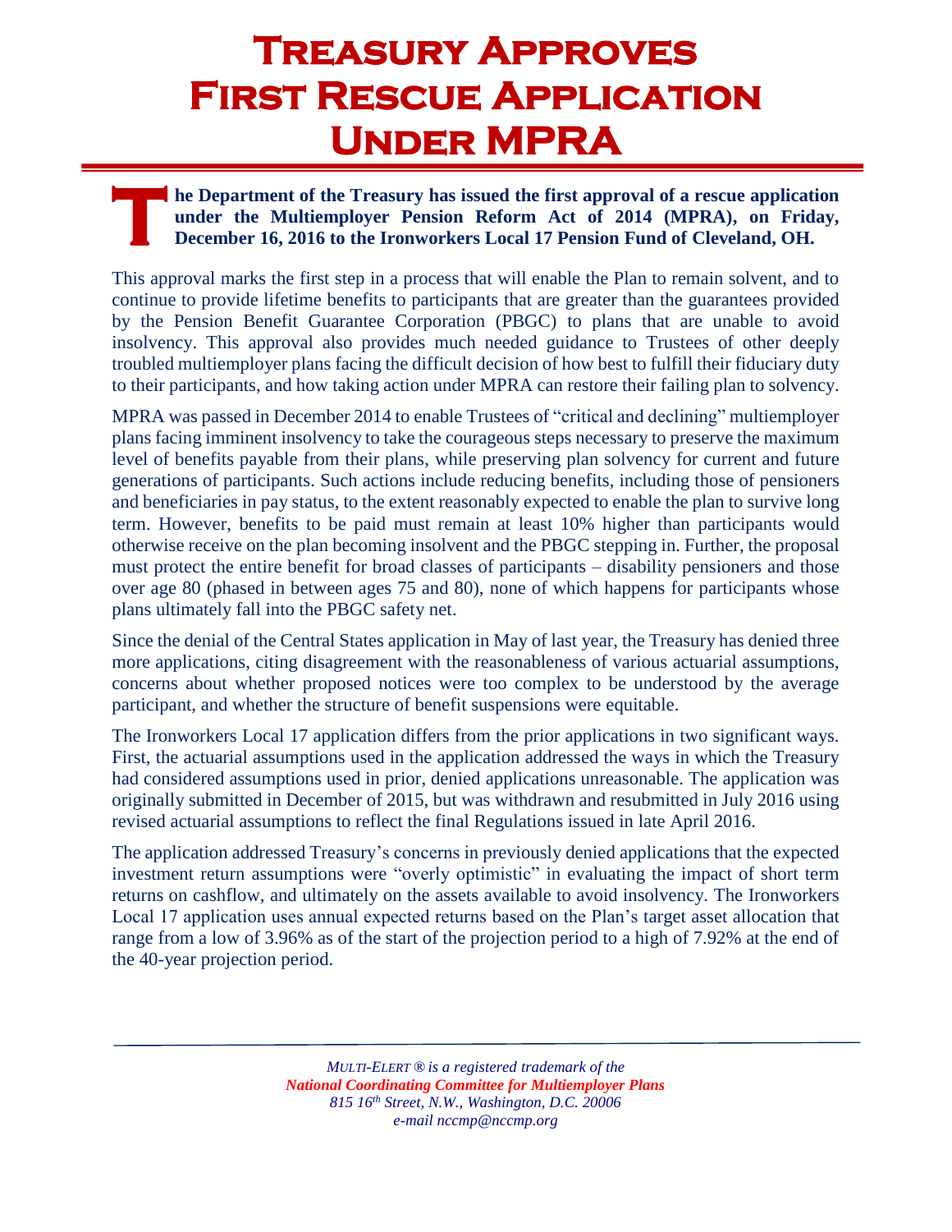# Treasury Approves First Rescue Application Under MPRA

**The Department of the Treasury has issued the first approval of a rescue application under the Multiemployer Pension Reform Act of 2014 (MPRA), on Friday, December 16, 2016 to the Ironworkers Local 17 Pension Fund of Cleveland, OH.**

This approval marks the first step in a process that will enable the Plan to remain solvent, and to continue to provide lifetime benefits to participants that are greater than the guarantees provided by the Pension Benefit Guarantee Corporation (PBGC) to plans that are unable to avoid insolvency. This approval also provides much needed guidance to Trustees of other deeply troubled multiemployer plans facing the difficult decision of how best to fulfill their fiduciary duty to their participants, and how taking action under MPRA can restore their failing plan to solvency.

MPRA was passed in December 2014 to enable Trustees of "critical and declining" multiemployer plans facing imminent insolvency to take the courageous steps necessary to preserve the maximum level of benefits payable from their plans, while preserving plan solvency for current and future generations of participants. Such actions include reducing benefits, including those of pensioners and beneficiaries in pay status, to the extent reasonably expected to enable the plan to survive long term. However, benefits to be paid must remain at least 10% higher than participants would otherwise receive on the plan becoming insolvent and the PBGC stepping in. Further, the proposal must protect the entire benefit for broad classes of participants – disability pensioners and those over age 80 (phased in between ages 75 and 80), none of which happens for participants whose plans ultimately fall into the PBGC safety net.

Since the denial of the Central States application in May of last year, the Treasury has denied three more applications, citing disagreement with the reasonableness of various actuarial assumptions, concerns about whether proposed notices were too complex to be understood by the average participant, and whether the structure of benefit suspensions were equitable.

The Ironworkers Local 17 application differs from the prior applications in two significant ways. First, the actuarial assumptions used in the application addressed the ways in which the Treasury had considered assumptions used in prior, denied applications unreasonable. The application was originally submitted in December of 2015, but was withdrawn and resubmitted in July 2016 using revised actuarial assumptions to reflect the final Regulations issued in late April 2016.

The application addressed Treasury's concerns in previously denied applications that the expected investment return assumptions were "overly optimistic" in evaluating the impact of short term returns on cashflow, and ultimately on the assets available to avoid insolvency. The Ironworkers Local 17 application uses annual expected returns based on the Plan's target asset allocation that range from a low of 3.96% as of the start of the projection period to a high of 7.92% at the end of the 40-year projection period.

*MULTI-ELERT ® is a registered trademark of the*
***National Coordinating Committee for Multiemployer Plans***
*815 16th Street, N.W., Washington, D.C. 20006*
*e-mail nccmp@nccmp.org*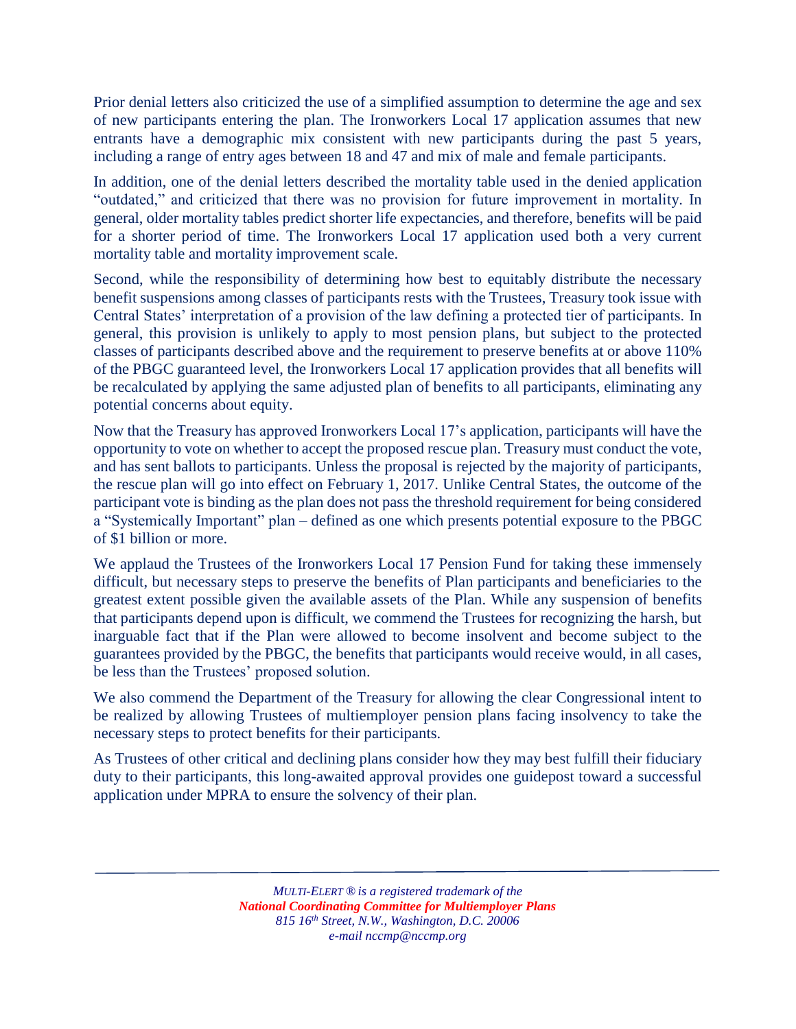Prior denial letters also criticized the use of a simplified assumption to determine the age and sex of new participants entering the plan. The Ironworkers Local 17 application assumes that new entrants have a demographic mix consistent with new participants during the past 5 years, including a range of entry ages between 18 and 47 and mix of male and female participants.

In addition, one of the denial letters described the mortality table used in the denied application "outdated," and criticized that there was no provision for future improvement in mortality. In general, older mortality tables predict shorter life expectancies, and therefore, benefits will be paid for a shorter period of time. The Ironworkers Local 17 application used both a very current mortality table and mortality improvement scale.

Second, while the responsibility of determining how best to equitably distribute the necessary benefit suspensions among classes of participants rests with the Trustees, Treasury took issue with Central States' interpretation of a provision of the law defining a protected tier of participants. In general, this provision is unlikely to apply to most pension plans, but subject to the protected classes of participants described above and the requirement to preserve benefits at or above 110% of the PBGC guaranteed level, the Ironworkers Local 17 application provides that all benefits will be recalculated by applying the same adjusted plan of benefits to all participants, eliminating any potential concerns about equity.

Now that the Treasury has approved Ironworkers Local 17's application, participants will have the opportunity to vote on whether to accept the proposed rescue plan. Treasury must conduct the vote, and has sent ballots to participants. Unless the proposal is rejected by the majority of participants, the rescue plan will go into effect on February 1, 2017. Unlike Central States, the outcome of the participant vote is binding as the plan does not pass the threshold requirement for being considered a "Systemically Important" plan – defined as one which presents potential exposure to the PBGC of $1 billion or more.

We applaud the Trustees of the Ironworkers Local 17 Pension Fund for taking these immensely difficult, but necessary steps to preserve the benefits of Plan participants and beneficiaries to the greatest extent possible given the available assets of the Plan. While any suspension of benefits that participants depend upon is difficult, we commend the Trustees for recognizing the harsh, but inarguable fact that if the Plan were allowed to become insolvent and become subject to the guarantees provided by the PBGC, the benefits that participants would receive would, in all cases, be less than the Trustees' proposed solution.

We also commend the Department of the Treasury for allowing the clear Congressional intent to be realized by allowing Trustees of multiemployer pension plans facing insolvency to take the necessary steps to protect benefits for their participants.

As Trustees of other critical and declining plans consider how they may best fulfill their fiduciary duty to their participants, this long-awaited approval provides one guidepost toward a successful application under MPRA to ensure the solvency of their plan.

---

*MULTI-ELERT ® is a registered trademark of the*
***National Coordinating Committee for Multiemployer Plans***
*815 16th Street, N.W., Washington, D.C. 20006*
*e-mail nccmp@nccmp.org*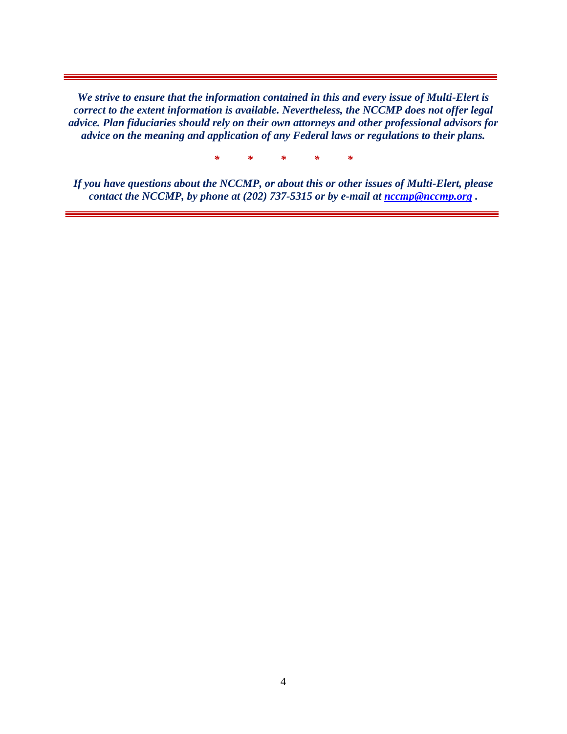***We strive to ensure that the information contained in this and every issue of Multi-Elert is correct to the extent information is available. Nevertheless, the NCCMP does not offer legal advice. Plan fiduciaries should rely on their own attorneys and other professional advisors for advice on the meaning and application of any Federal laws or regulations to their plans.***

\*        \*        \*        \*        \*

***If you have questions about the NCCMP, or about this or other issues of Multi-Elert, please contact the NCCMP, by phone at (202) 737-5315 or by e-mail at [nccmp@nccmp.org](mailto:nccmp@nccmp.org) .***